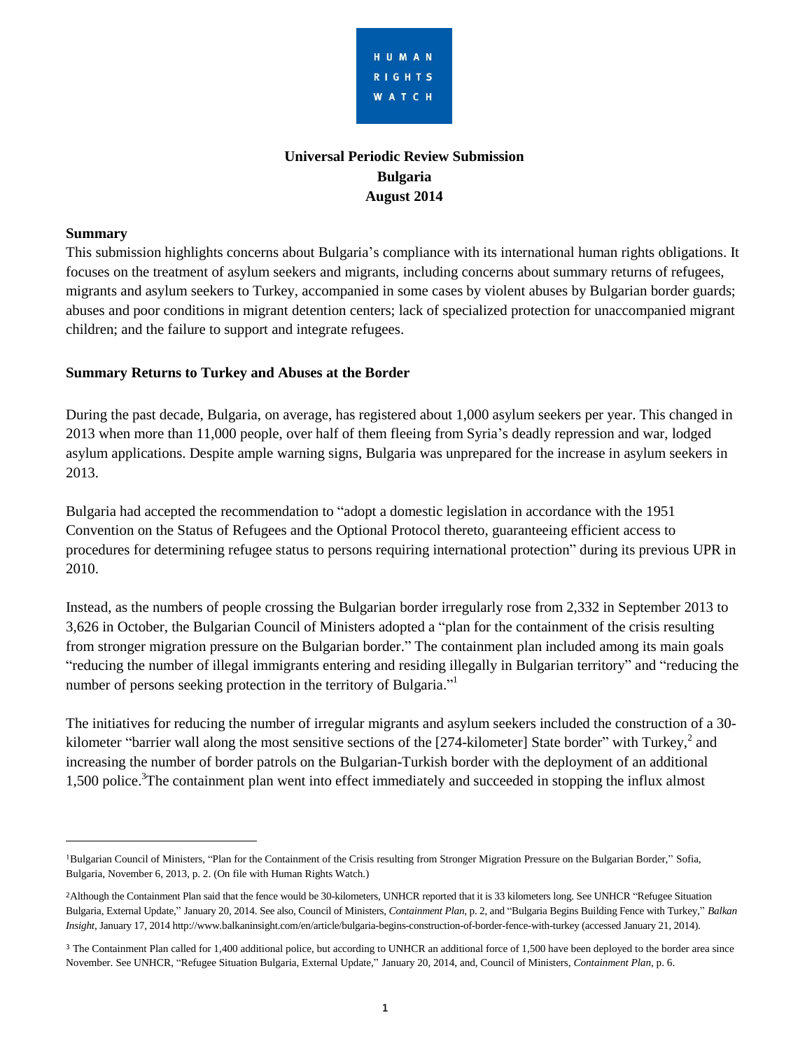HUMAN RIGHTS WATCH

**Universal Periodic Review Submission**
**Bulgaria**
**August 2014**

## Summary

This submission highlights concerns about Bulgaria's compliance with its international human rights obligations. It focuses on the treatment of asylum seekers and migrants, including concerns about summary returns of refugees, migrants and asylum seekers to Turkey, accompanied in some cases by violent abuses by Bulgarian border guards; abuses and poor conditions in migrant detention centers; lack of specialized protection for unaccompanied migrant children; and the failure to support and integrate refugees.

## Summary Returns to Turkey and Abuses at the Border

During the past decade, Bulgaria, on average, has registered about 1,000 asylum seekers per year. This changed in 2013 when more than 11,000 people, over half of them fleeing from Syria's deadly repression and war, lodged asylum applications. Despite ample warning signs, Bulgaria was unprepared for the increase in asylum seekers in 2013.

Bulgaria had accepted the recommendation to "adopt a domestic legislation in accordance with the 1951 Convention on the Status of Refugees and the Optional Protocol thereto, guaranteeing efficient access to procedures for determining refugee status to persons requiring international protection" during its previous UPR in 2010.

Instead, as the numbers of people crossing the Bulgarian border irregularly rose from 2,332 in September 2013 to 3,626 in October, the Bulgarian Council of Ministers adopted a "plan for the containment of the crisis resulting from stronger migration pressure on the Bulgarian border." The containment plan included among its main goals "reducing the number of illegal immigrants entering and residing illegally in Bulgarian territory" and "reducing the number of persons seeking protection in the territory of Bulgaria."[1]

The initiatives for reducing the number of irregular migrants and asylum seekers included the construction of a 30-kilometer "barrier wall along the most sensitive sections of the [274-kilometer] State border" with Turkey,[2] and increasing the number of border patrols on the Bulgarian-Turkish border with the deployment of an additional 1,500 police.[3] The containment plan went into effect immediately and succeeded in stopping the influx almost

---

[1] Bulgarian Council of Ministers, "Plan for the Containment of the Crisis resulting from Stronger Migration Pressure on the Bulgarian Border," Sofia, Bulgaria, November 6, 2013, p. 2. (On file with Human Rights Watch.)

[2] Although the Containment Plan said that the fence would be 30-kilometers, UNHCR reported that it is 33 kilometers long. See UNHCR "Refugee Situation Bulgaria, External Update," January 20, 2014. See also, Council of Ministers, *Containment Plan*, p. 2, and "Bulgaria Begins Building Fence with Turkey," *Balkan Insight*, January 17, 2014 http://www.balkaninsight.com/en/article/bulgaria-begins-construction-of-border-fence-with-turkey (accessed January 21, 2014).

[3] The Containment Plan called for 1,400 additional police, but according to UNHCR an additional force of 1,500 have been deployed to the border area since November. See UNHCR, "Refugee Situation Bulgaria, External Update," January 20, 2014, and, Council of Ministers, *Containment Plan*, p. 6.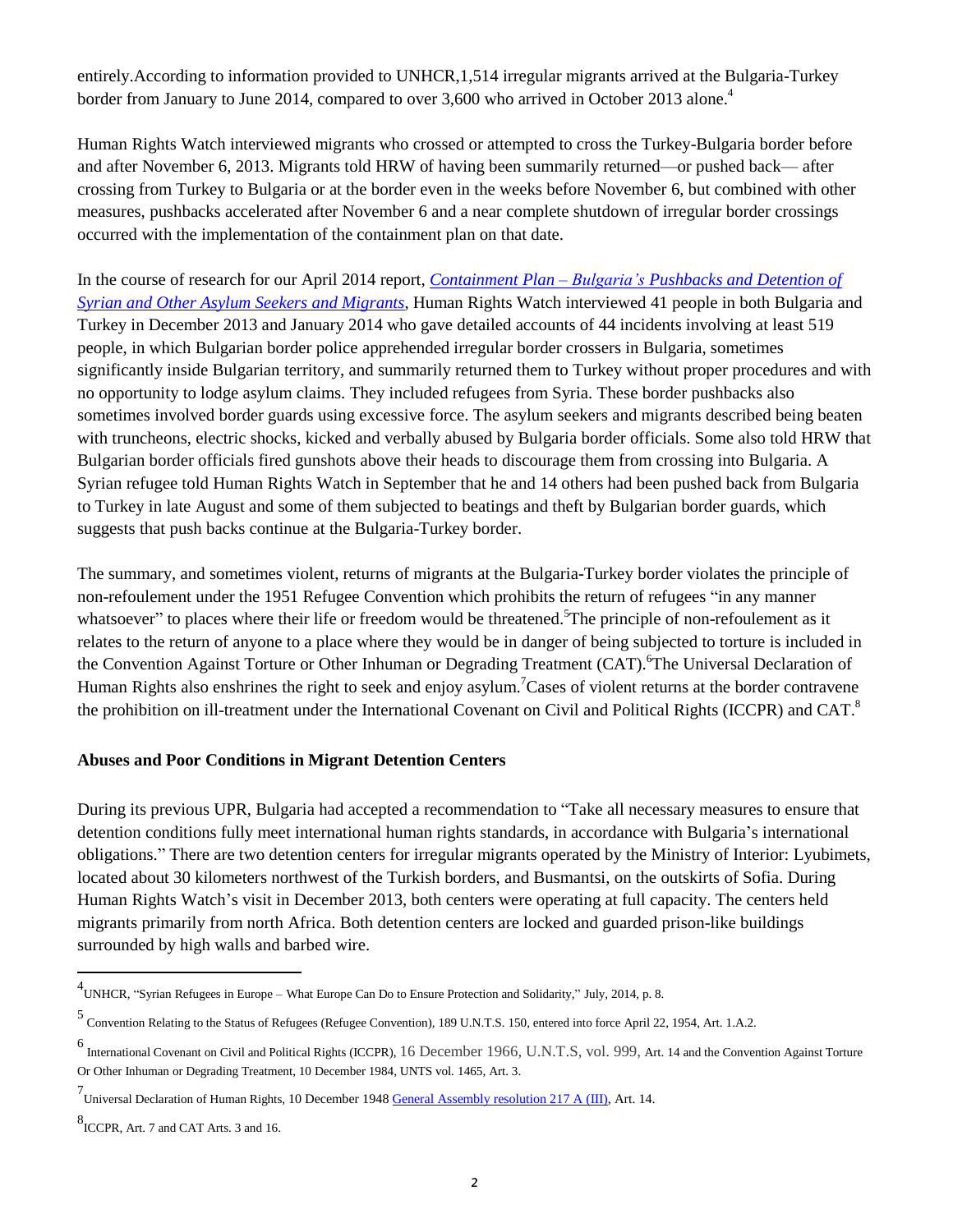entirely.According to information provided to UNHCR,1,514 irregular migrants arrived at the Bulgaria-Turkey border from January to June 2014, compared to over 3,600 who arrived in October 2013 alone.[4]

Human Rights Watch interviewed migrants who crossed or attempted to cross the Turkey-Bulgaria border before and after November 6, 2013. Migrants told HRW of having been summarily returned—or pushed back— after crossing from Turkey to Bulgaria or at the border even in the weeks before November 6, but combined with other measures, pushbacks accelerated after November 6 and a near complete shutdown of irregular border crossings occurred with the implementation of the containment plan on that date.

In the course of research for our April 2014 report, *Containment Plan – Bulgaria's Pushbacks and Detention of Syrian and Other Asylum Seekers and Migrants*, Human Rights Watch interviewed 41 people in both Bulgaria and Turkey in December 2013 and January 2014 who gave detailed accounts of 44 incidents involving at least 519 people, in which Bulgarian border police apprehended irregular border crossers in Bulgaria, sometimes significantly inside Bulgarian territory, and summarily returned them to Turkey without proper procedures and with no opportunity to lodge asylum claims. They included refugees from Syria. These border pushbacks also sometimes involved border guards using excessive force. The asylum seekers and migrants described being beaten with truncheons, electric shocks, kicked and verbally abused by Bulgaria border officials. Some also told HRW that Bulgarian border officials fired gunshots above their heads to discourage them from crossing into Bulgaria. A Syrian refugee told Human Rights Watch in September that he and 14 others had been pushed back from Bulgaria to Turkey in late August and some of them subjected to beatings and theft by Bulgarian border guards, which suggests that push backs continue at the Bulgaria-Turkey border.

The summary, and sometimes violent, returns of migrants at the Bulgaria-Turkey border violates the principle of non-refoulement under the 1951 Refugee Convention which prohibits the return of refugees "in any manner whatsoever" to places where their life or freedom would be threatened.[5]The principle of non-refoulement as it relates to the return of anyone to a place where they would be in danger of being subjected to torture is included in the Convention Against Torture or Other Inhuman or Degrading Treatment (CAT).[6]The Universal Declaration of Human Rights also enshrines the right to seek and enjoy asylum.[7]Cases of violent returns at the border contravene the prohibition on ill-treatment under the International Covenant on Civil and Political Rights (ICCPR) and CAT.[8]

**Abuses and Poor Conditions in Migrant Detention Centers**

During its previous UPR, Bulgaria had accepted a recommendation to "Take all necessary measures to ensure that detention conditions fully meet international human rights standards, in accordance with Bulgaria's international obligations." There are two detention centers for irregular migrants operated by the Ministry of Interior: Lyubimets, located about 30 kilometers northwest of the Turkish borders, and Busmantsi, on the outskirts of Sofia. During Human Rights Watch's visit in December 2013, both centers were operating at full capacity. The centers held migrants primarily from north Africa. Both detention centers are locked and guarded prison-like buildings surrounded by high walls and barbed wire.

---

[4] UNHCR, "Syrian Refugees in Europe – What Europe Can Do to Ensure Protection and Solidarity," July, 2014, p. 8.

[5] Convention Relating to the Status of Refugees (Refugee Convention), 189 U.N.T.S. 150, entered into force April 22, 1954, Art. 1.A.2.

[6] International Covenant on Civil and Political Rights (ICCPR), 16 December 1966, U.N.T.S, vol. 999, Art. 14 and the Convention Against Torture Or Other Inhuman or Degrading Treatment, 10 December 1984, UNTS vol. 1465, Art. 3.

[7] Universal Declaration of Human Rights, 10 December 1948 General Assembly resolution 217 A (III), Art. 14.

[8] ICCPR, Art. 7 and CAT Arts. 3 and 16.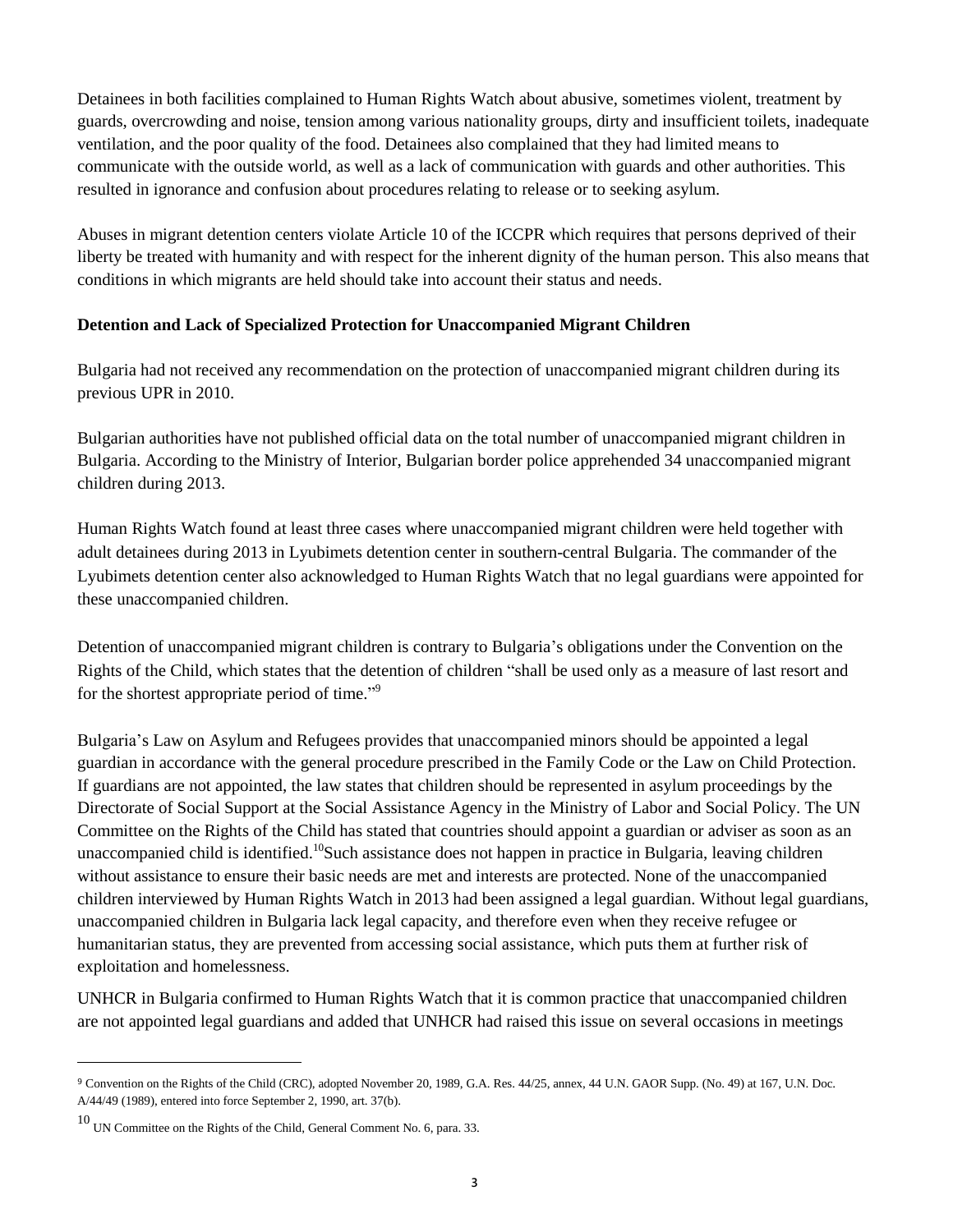Detainees in both facilities complained to Human Rights Watch about abusive, sometimes violent, treatment by guards, overcrowding and noise, tension among various nationality groups, dirty and insufficient toilets, inadequate ventilation, and the poor quality of the food. Detainees also complained that they had limited means to communicate with the outside world, as well as a lack of communication with guards and other authorities. This resulted in ignorance and confusion about procedures relating to release or to seeking asylum.

Abuses in migrant detention centers violate Article 10 of the ICCPR which requires that persons deprived of their liberty be treated with humanity and with respect for the inherent dignity of the human person. This also means that conditions in which migrants are held should take into account their status and needs.

**Detention and Lack of Specialized Protection for Unaccompanied Migrant Children**

Bulgaria had not received any recommendation on the protection of unaccompanied migrant children during its previous UPR in 2010.

Bulgarian authorities have not published official data on the total number of unaccompanied migrant children in Bulgaria. According to the Ministry of Interior, Bulgarian border police apprehended 34 unaccompanied migrant children during 2013.

Human Rights Watch found at least three cases where unaccompanied migrant children were held together with adult detainees during 2013 in Lyubimets detention center in southern-central Bulgaria. The commander of the Lyubimets detention center also acknowledged to Human Rights Watch that no legal guardians were appointed for these unaccompanied children.

Detention of unaccompanied migrant children is contrary to Bulgaria's obligations under the Convention on the Rights of the Child, which states that the detention of children "shall be used only as a measure of last resort and for the shortest appropriate period of time."[9]

Bulgaria's Law on Asylum and Refugees provides that unaccompanied minors should be appointed a legal guardian in accordance with the general procedure prescribed in the Family Code or the Law on Child Protection. If guardians are not appointed, the law states that children should be represented in asylum proceedings by the Directorate of Social Support at the Social Assistance Agency in the Ministry of Labor and Social Policy. The UN Committee on the Rights of the Child has stated that countries should appoint a guardian or adviser as soon as an unaccompanied child is identified.[10] Such assistance does not happen in practice in Bulgaria, leaving children without assistance to ensure their basic needs are met and interests are protected. None of the unaccompanied children interviewed by Human Rights Watch in 2013 had been assigned a legal guardian. Without legal guardians, unaccompanied children in Bulgaria lack legal capacity, and therefore even when they receive refugee or humanitarian status, they are prevented from accessing social assistance, which puts them at further risk of exploitation and homelessness.

UNHCR in Bulgaria confirmed to Human Rights Watch that it is common practice that unaccompanied children are not appointed legal guardians and added that UNHCR had raised this issue on several occasions in meetings

---

[9] Convention on the Rights of the Child (CRC), adopted November 20, 1989, G.A. Res. 44/25, annex, 44 U.N. GAOR Supp. (No. 49) at 167, U.N. Doc. A/44/49 (1989), entered into force September 2, 1990, art. 37(b).

[10] UN Committee on the Rights of the Child, General Comment No. 6, para. 33.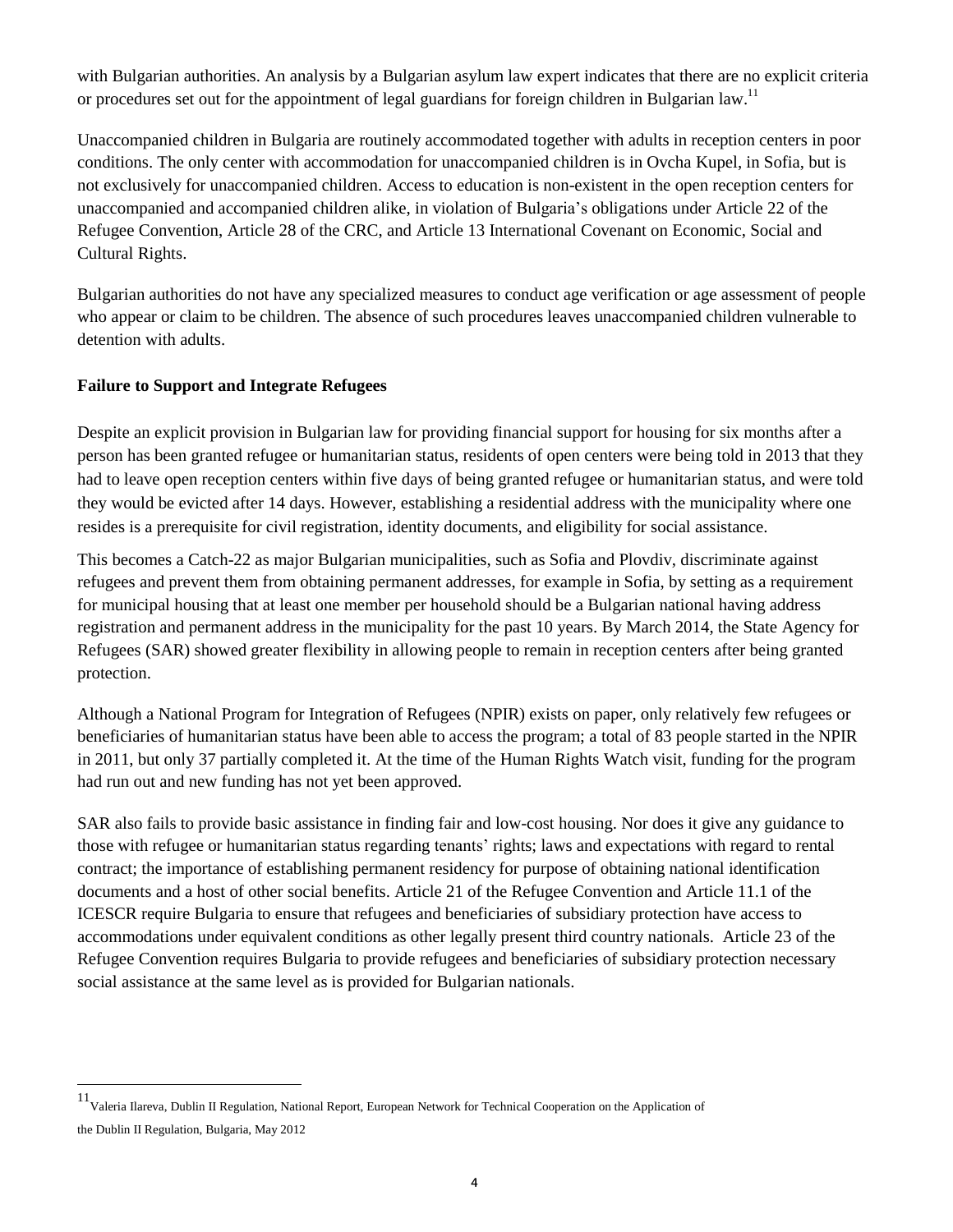with Bulgarian authorities. An analysis by a Bulgarian asylum law expert indicates that there are no explicit criteria or procedures set out for the appointment of legal guardians for foreign children in Bulgarian law.[11]

Unaccompanied children in Bulgaria are routinely accommodated together with adults in reception centers in poor conditions. The only center with accommodation for unaccompanied children is in Ovcha Kupel, in Sofia, but is not exclusively for unaccompanied children. Access to education is non-existent in the open reception centers for unaccompanied and accompanied children alike, in violation of Bulgaria's obligations under Article 22 of the Refugee Convention, Article 28 of the CRC, and Article 13 International Covenant on Economic, Social and Cultural Rights.

Bulgarian authorities do not have any specialized measures to conduct age verification or age assessment of people who appear or claim to be children. The absence of such procedures leaves unaccompanied children vulnerable to detention with adults.

**Failure to Support and Integrate Refugees**

Despite an explicit provision in Bulgarian law for providing financial support for housing for six months after a person has been granted refugee or humanitarian status, residents of open centers were being told in 2013 that they had to leave open reception centers within five days of being granted refugee or humanitarian status, and were told they would be evicted after 14 days. However, establishing a residential address with the municipality where one resides is a prerequisite for civil registration, identity documents, and eligibility for social assistance.

This becomes a Catch-22 as major Bulgarian municipalities, such as Sofia and Plovdiv, discriminate against refugees and prevent them from obtaining permanent addresses, for example in Sofia, by setting as a requirement for municipal housing that at least one member per household should be a Bulgarian national having address registration and permanent address in the municipality for the past 10 years. By March 2014, the State Agency for Refugees (SAR) showed greater flexibility in allowing people to remain in reception centers after being granted protection.

Although a National Program for Integration of Refugees (NPIR) exists on paper, only relatively few refugees or beneficiaries of humanitarian status have been able to access the program; a total of 83 people started in the NPIR in 2011, but only 37 partially completed it. At the time of the Human Rights Watch visit, funding for the program had run out and new funding has not yet been approved.

SAR also fails to provide basic assistance in finding fair and low-cost housing. Nor does it give any guidance to those with refugee or humanitarian status regarding tenants' rights; laws and expectations with regard to rental contract; the importance of establishing permanent residency for purpose of obtaining national identification documents and a host of other social benefits. Article 21 of the Refugee Convention and Article 11.1 of the ICESCR require Bulgaria to ensure that refugees and beneficiaries of subsidiary protection have access to accommodations under equivalent conditions as other legally present third country nationals. Article 23 of the Refugee Convention requires Bulgaria to provide refugees and beneficiaries of subsidiary protection necessary social assistance at the same level as is provided for Bulgarian nationals.

---

[11] Valeria Ilareva, Dublin II Regulation, National Report, European Network for Technical Cooperation on the Application of the Dublin II Regulation, Bulgaria, May 2012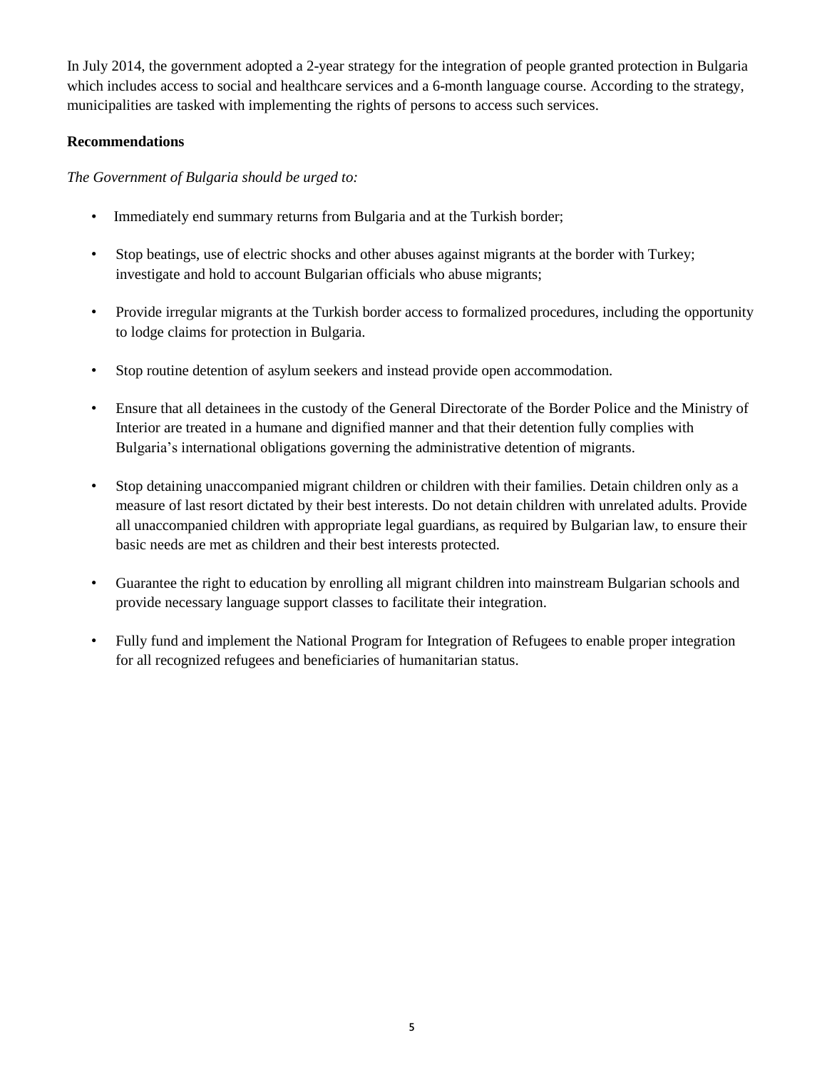In July 2014, the government adopted a 2-year strategy for the integration of people granted protection in Bulgaria which includes access to social and healthcare services and a 6-month language course. According to the strategy, municipalities are tasked with implementing the rights of persons to access such services.

**Recommendations**

*The Government of Bulgaria should be urged to:*

- Immediately end summary returns from Bulgaria and at the Turkish border;
- Stop beatings, use of electric shocks and other abuses against migrants at the border with Turkey; investigate and hold to account Bulgarian officials who abuse migrants;
- Provide irregular migrants at the Turkish border access to formalized procedures, including the opportunity to lodge claims for protection in Bulgaria.
- Stop routine detention of asylum seekers and instead provide open accommodation.
- Ensure that all detainees in the custody of the General Directorate of the Border Police and the Ministry of Interior are treated in a humane and dignified manner and that their detention fully complies with Bulgaria's international obligations governing the administrative detention of migrants.
- Stop detaining unaccompanied migrant children or children with their families. Detain children only as a measure of last resort dictated by their best interests. Do not detain children with unrelated adults. Provide all unaccompanied children with appropriate legal guardians, as required by Bulgarian law, to ensure their basic needs are met as children and their best interests protected.
- Guarantee the right to education by enrolling all migrant children into mainstream Bulgarian schools and provide necessary language support classes to facilitate their integration.
- Fully fund and implement the National Program for Integration of Refugees to enable proper integration for all recognized refugees and beneficiaries of humanitarian status.